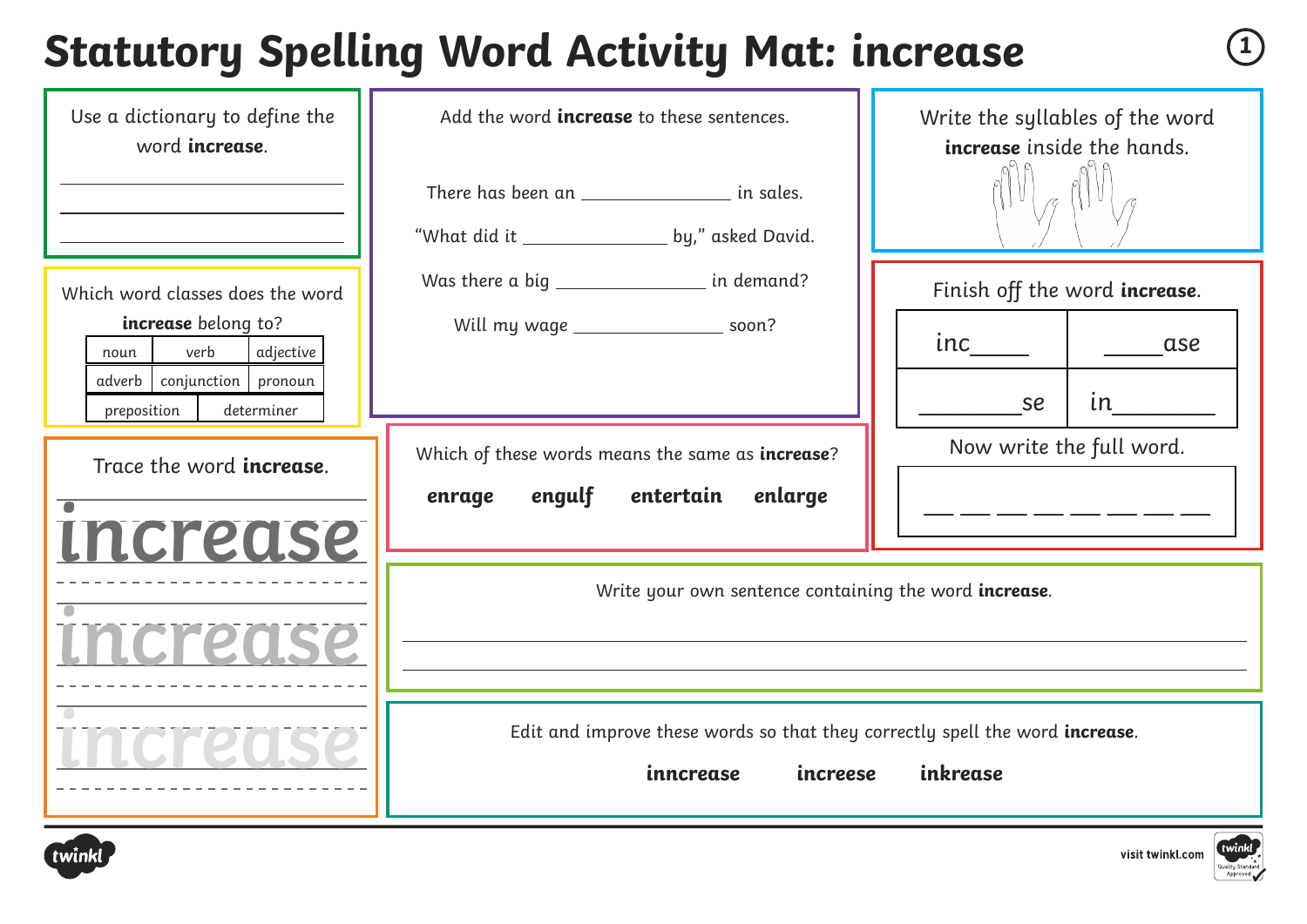# Statutory Spelling Word Activity Mat: increase

Use a dictionary to define the word **increase**.

\_\_\_\_\_\_\_\_\_\_\_\_\_\_\_\_\_\_\_\_\_\_\_\_\_\_\_\_\_\_

\_\_\_\_\_\_\_\_\_\_\_\_\_\_\_\_\_\_\_\_\_\_\_\_\_\_\_\_\_\_

\_\_\_\_\_\_\_\_\_\_\_\_\_\_\_\_\_\_\_\_\_\_\_\_\_\_\_\_\_\_

Which word classes does the word **increase** belong to?

| noun | verb | adjective |
|---|---|---|
| adverb | conjunction | pronoun |
| preposition | determiner | |

Trace the word **increase**.

increase

increase

increase

Add the word **increase** to these sentences.

There has been an \_\_\_\_\_\_\_\_\_\_\_\_\_\_ in sales.

"What did it \_\_\_\_\_\_\_\_\_\_\_\_\_\_ by," asked David.

Was there a big \_\_\_\_\_\_\_\_\_\_\_\_\_\_ in demand?

Will my wage \_\_\_\_\_\_\_\_\_\_\_\_\_\_ soon?

Which of these words means the same as **increase**?

**enrage** **engulf** **entertain** **enlarge**

Write the syllables of the word **increase** inside the hands.

Finish off the word **increase**.

| inc\_\_\_\_\_ | \_\_\_\_\_ase |
|---|---|
| \_\_\_\_\_\_\_\_se | in\_\_\_\_\_\_\_\_ |

Now write the full word.

\_\_ \_\_ \_\_ \_\_ \_\_ \_\_ \_\_ \_\_

Write your own sentence containing the word **increase**.

\_\_\_\_\_\_\_\_\_\_\_\_\_\_\_\_\_\_\_\_\_\_\_\_\_\_\_\_\_\_\_\_\_\_\_\_\_\_\_\_\_\_\_\_\_\_\_\_\_\_\_\_\_\_\_\_\_\_\_\_

\_\_\_\_\_\_\_\_\_\_\_\_\_\_\_\_\_\_\_\_\_\_\_\_\_\_\_\_\_\_\_\_\_\_\_\_\_\_\_\_\_\_\_\_\_\_\_\_\_\_\_\_\_\_\_\_\_\_\_\_

Edit and improve these words so that they correctly spell the word **increase**.

**inncrease** **increese** **inkrease**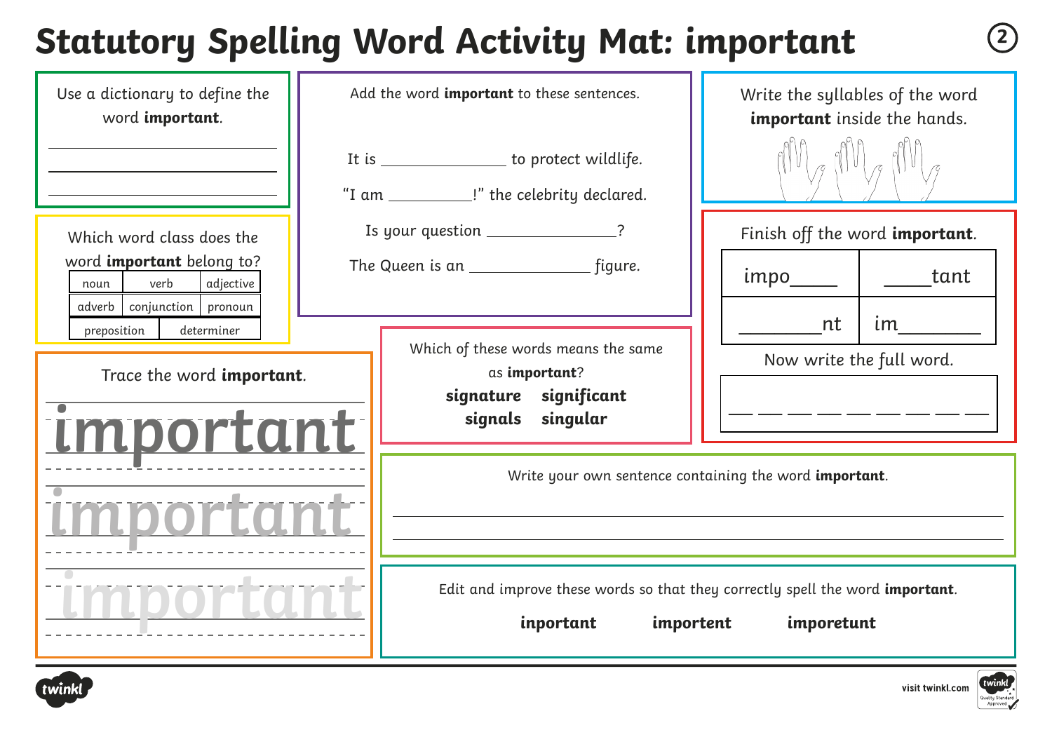# Statutory Spelling Word Activity Mat: important

Use a dictionary to define the word **important**.

______________________________

______________________________

______________________________

Which word class does the word **important** belong to?

| noun | verb | adjective |
|---|---|---|
| adverb | conjunction | pronoun |
| preposition | determiner | |

Add the word **important** to these sentences.

It is ______________ to protect wildlife.

"I am __________!" the celebrity declared.

Is your question ______________?

The Queen is an ______________ figure.

Write the syllables of the word **important** inside the hands.

Finish off the word **important**.

| impo_____ | _____tant |
|---|---|
| ________nt | im________ |

Now write the full word.

__ __ __ __ __ __ __ __ __

Trace the word **important**.

important

important

important

Which of these words means the same as **important**?

**signature** **significant**
**signals** **singular**

Write your own sentence containing the word **important**.

______________________________

______________________________

Edit and improve these words so that they correctly spell the word **important**.

**inportant** **importent** **imporetunt**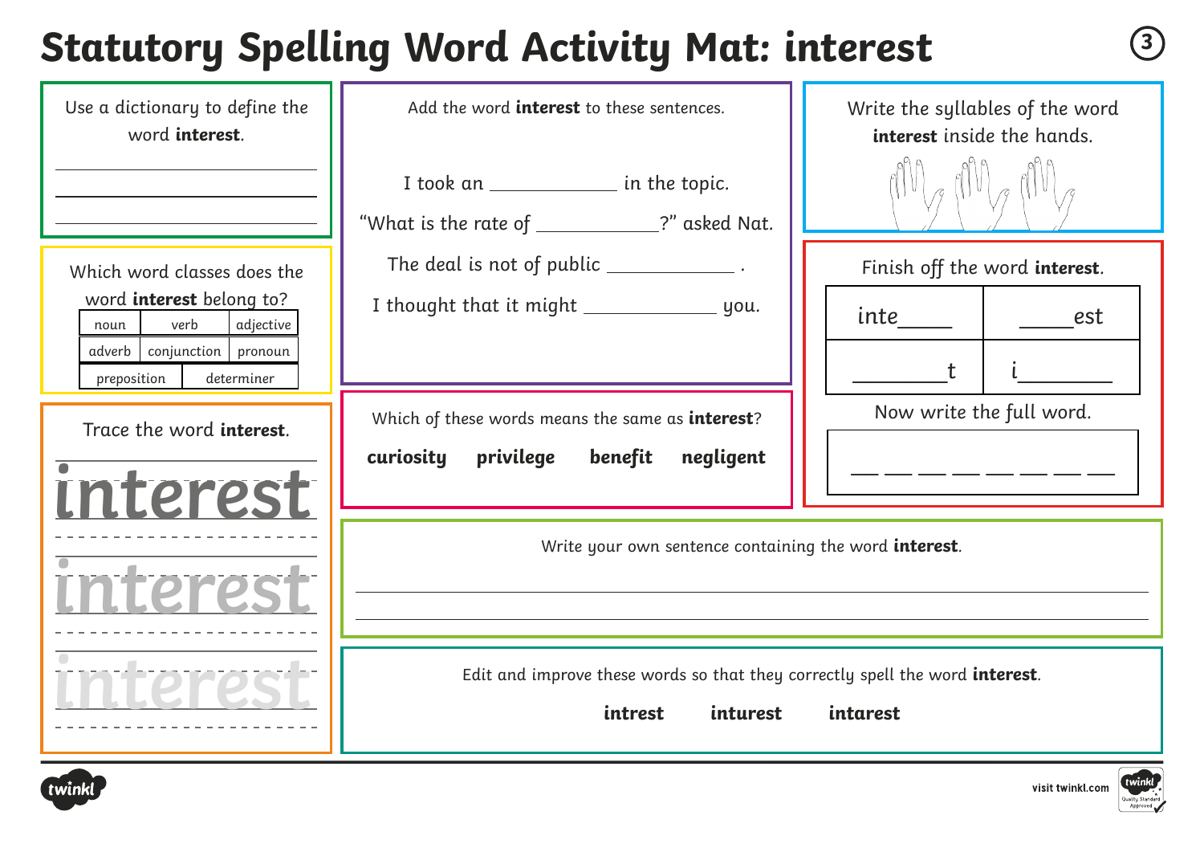# Statutory Spelling Word Activity Mat: interest

Use a dictionary to define the word **interest**.

______________________________

______________________________

______________________________

Which word classes does the word **interest** belong to?

| noun | verb | adjective |
|---|---|---|
| adverb | conjunction | pronoun |
| preposition | determiner | |

Trace the word **interest**.

interest

interest

interest

Add the word **interest** to these sentences.

I took an ____________ in the topic.

"What is the rate of ____________?" asked Nat.

The deal is not of public ____________ .

I thought that it might ____________ you.

Which of these words means the same as **interest**?

**curiosity** **privilege** **benefit** **negligent**

Write the syllables of the word **interest** inside the hands.

Finish off the word **interest**.

| inte_____ | _____est |
|---|---|
| ________t | i________ |

Now write the full word.

__ __ __ __ __ __ __ __

Write your own sentence containing the word **interest**.

______________________________

______________________________

Edit and improve these words so that they correctly spell the word **interest**.

**intrest** **inturest** **intarest**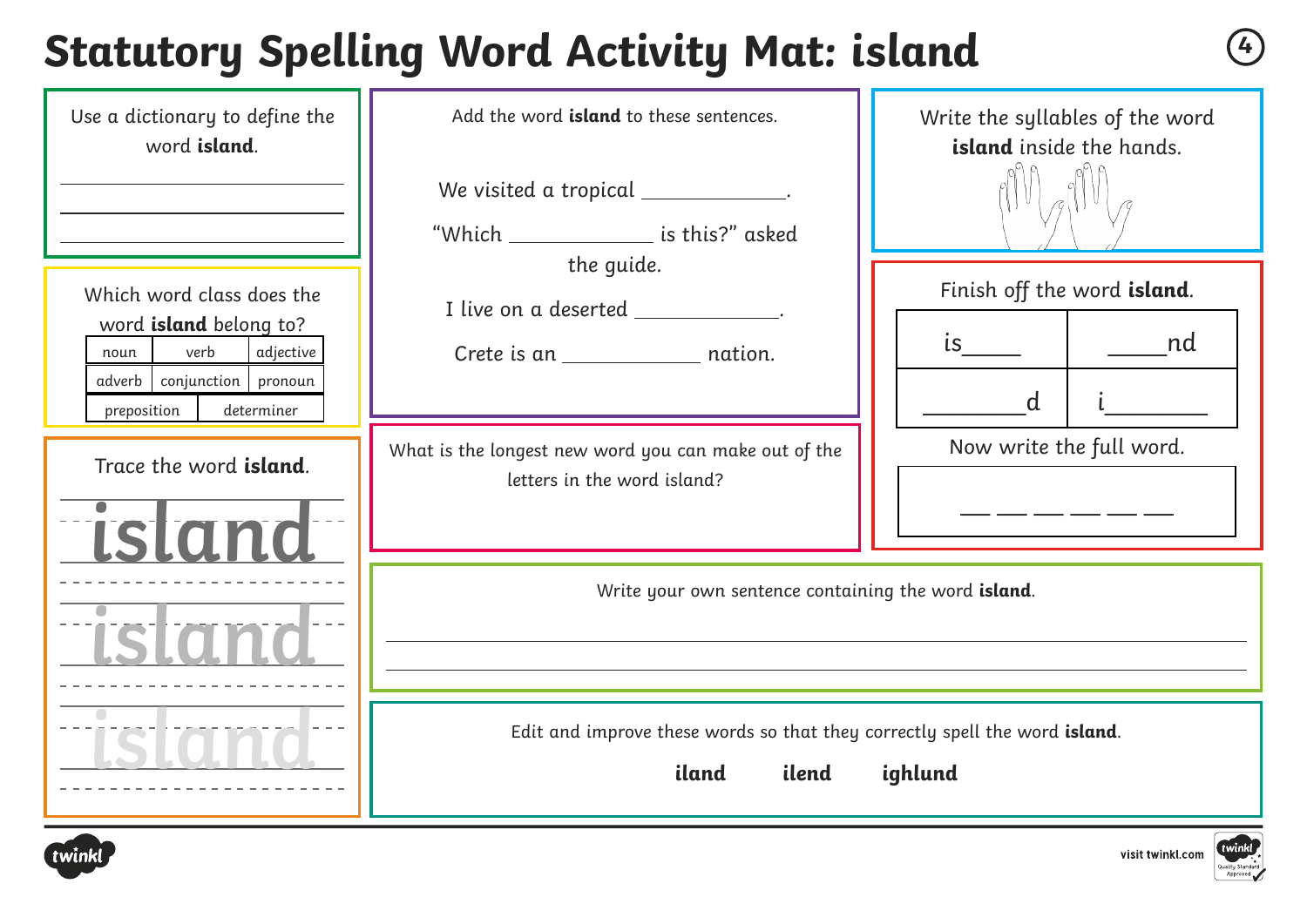# Statutory Spelling Word Activity Mat: island

Use a dictionary to define the word **island**.

______________________________

______________________________

______________________________

Which word class does the word **island** belong to?

| noun | verb | adjective |
|---|---|---|
| adverb | conjunction | pronoun |
| preposition | determiner | |

Trace the word **island**.

island

island

island

Add the word **island** to these sentences.

We visited a tropical ____________.

"Which ____________ is this?" asked the guide.

I live on a deserted ____________.

Crete is an ____________ nation.

What is the longest new word you can make out of the letters in the word island?

Write the syllables of the word **island** inside the hands.

Finish off the word **island**.

| is_____ | _____nd |
|---|---|
| ________d | i________ |

Now write the full word.

__ __ __ __ __ __

Write your own sentence containing the word **island**.

______________________________________________________________

______________________________________________________________

Edit and improve these words so that they correctly spell the word **island**.

**iland** **ilend** **ighlund**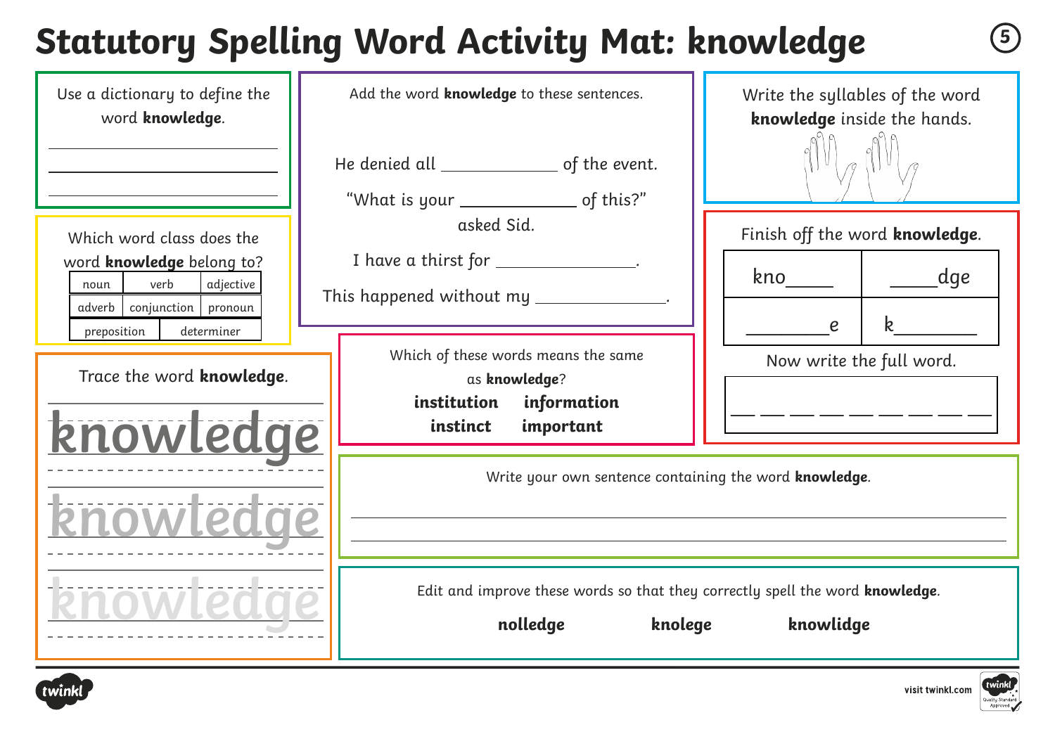# Statutory Spelling Word Activity Mat: knowledge

Use a dictionary to define the word **knowledge**.

\_\_\_\_\_\_\_\_\_\_\_\_\_\_\_\_\_\_\_\_\_\_\_\_\_\_\_\_\_\_

\_\_\_\_\_\_\_\_\_\_\_\_\_\_\_\_\_\_\_\_\_\_\_\_\_\_\_\_\_\_

\_\_\_\_\_\_\_\_\_\_\_\_\_\_\_\_\_\_\_\_\_\_\_\_\_\_\_\_\_\_

Which word class does the word **knowledge** belong to?

| | | |
|---|---|---|
| noun | verb | adjective |
| adverb | conjunction | pronoun |
| preposition | determiner | |

Trace the word **knowledge**.

knowledge

knowledge

knowledge

Add the word **knowledge** to these sentences.

He denied all \_\_\_\_\_\_\_\_\_\_\_\_ of the event.

"What is your \_\_\_\_\_\_\_\_\_\_\_\_ of this?" asked Sid.

I have a thirst for \_\_\_\_\_\_\_\_\_\_\_\_\_\_.

This happened without my \_\_\_\_\_\_\_\_\_\_\_\_\_\_.

Which of these words means the same as **knowledge**?

**institution** **information**

**instinct** **important**

Write the syllables of the word **knowledge** inside the hands.

Finish off the word **knowledge**.

| | |
|---|---|
| kno\_\_\_\_ | \_\_\_\_dge |
| \_\_\_\_\_\_\_e | k\_\_\_\_\_\_\_ |

Now write the full word.

\_\_ \_\_ \_\_ \_\_ \_\_ \_\_ \_\_ \_\_ \_\_

Write your own sentence containing the word **knowledge**.

\_\_\_\_\_\_\_\_\_\_\_\_\_\_\_\_\_\_\_\_\_\_\_\_\_\_\_\_\_\_\_\_\_\_\_\_\_\_\_\_\_\_\_\_\_\_\_\_\_\_\_\_\_\_\_\_

\_\_\_\_\_\_\_\_\_\_\_\_\_\_\_\_\_\_\_\_\_\_\_\_\_\_\_\_\_\_\_\_\_\_\_\_\_\_\_\_\_\_\_\_\_\_\_\_\_\_\_\_\_\_\_\_

Edit and improve these words so that they correctly spell the word **knowledge**.

**nolledge** **knolege** **knowlidge**

visit twinkl.com